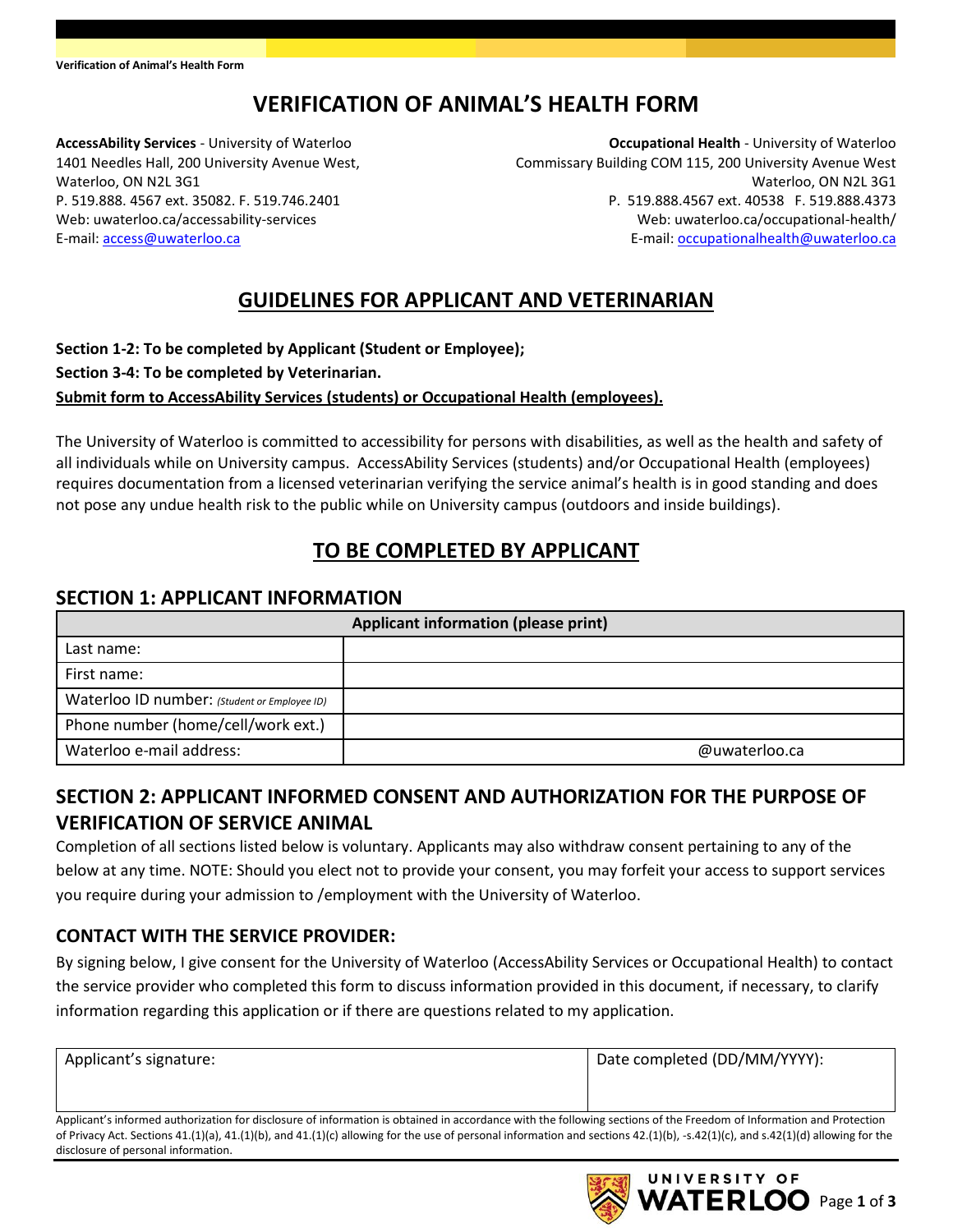# VERIFICATION OF ANIMAL'S HEALTH FORM

**AccessAbility Services** - University of Waterloo
1401 Needles Hall, 200 University Avenue West,
Waterloo, ON N2L 3G1
P. 519.888. 4567 ext. 35082. F. 519.746.2401
Web: uwaterloo.ca/accessability-services
E-mail: access@uwaterloo.ca

**Occupational Health** - University of Waterloo
Commissary Building COM 115, 200 University Avenue West
Waterloo, ON N2L 3G1
P. 519.888.4567 ext. 40538 F. 519.888.4373
Web: uwaterloo.ca/occupational-health/
E-mail: occupationalhealth@uwaterloo.ca

## GUIDELINES FOR APPLICANT AND VETERINARIAN

**Section 1-2: To be completed by Applicant (Student or Employee);**

**Section 3-4: To be completed by Veterinarian.**

**Submit form to AccessAbility Services (students) or Occupational Health (employees).**

The University of Waterloo is committed to accessibility for persons with disabilities, as well as the health and safety of all individuals while on University campus. AccessAbility Services (students) and/or Occupational Health (employees) requires documentation from a licensed veterinarian verifying the service animal's health is in good standing and does not pose any undue health risk to the public while on University campus (outdoors and inside buildings).

## TO BE COMPLETED BY APPLICANT

## SECTION 1: APPLICANT INFORMATION

| Applicant information (please print) | |
|---|---|
| Last name: | |
| First name: | |
| Waterloo ID number: *(Student or Employee ID)* | |
| Phone number (home/cell/work ext.) | |
| Waterloo e-mail address: | @uwaterloo.ca |

## SECTION 2: APPLICANT INFORMED CONSENT AND AUTHORIZATION FOR THE PURPOSE OF VERIFICATION OF SERVICE ANIMAL

Completion of all sections listed below is voluntary. Applicants may also withdraw consent pertaining to any of the below at any time. NOTE: Should you elect not to provide your consent, you may forfeit your access to support services you require during your admission to /employment with the University of Waterloo.

### CONTACT WITH THE SERVICE PROVIDER:

By signing below, I give consent for the University of Waterloo (AccessAbility Services or Occupational Health) to contact the service provider who completed this form to discuss information provided in this document, if necessary, to clarify information regarding this application or if there are questions related to my application.

| Applicant's signature: | Date completed (DD/MM/YYYY): |
|---|---|
| | |

Applicant's informed authorization for disclosure of information is obtained in accordance with the following sections of the Freedom of Information and Protection of Privacy Act. Sections 41.(1)(a), 41.(1)(b), and 41.(1)(c) allowing for the use of personal information and sections 42.(1)(b), -s.42(1)(c), and s.42(1)(d) allowing for the disclosure of personal information.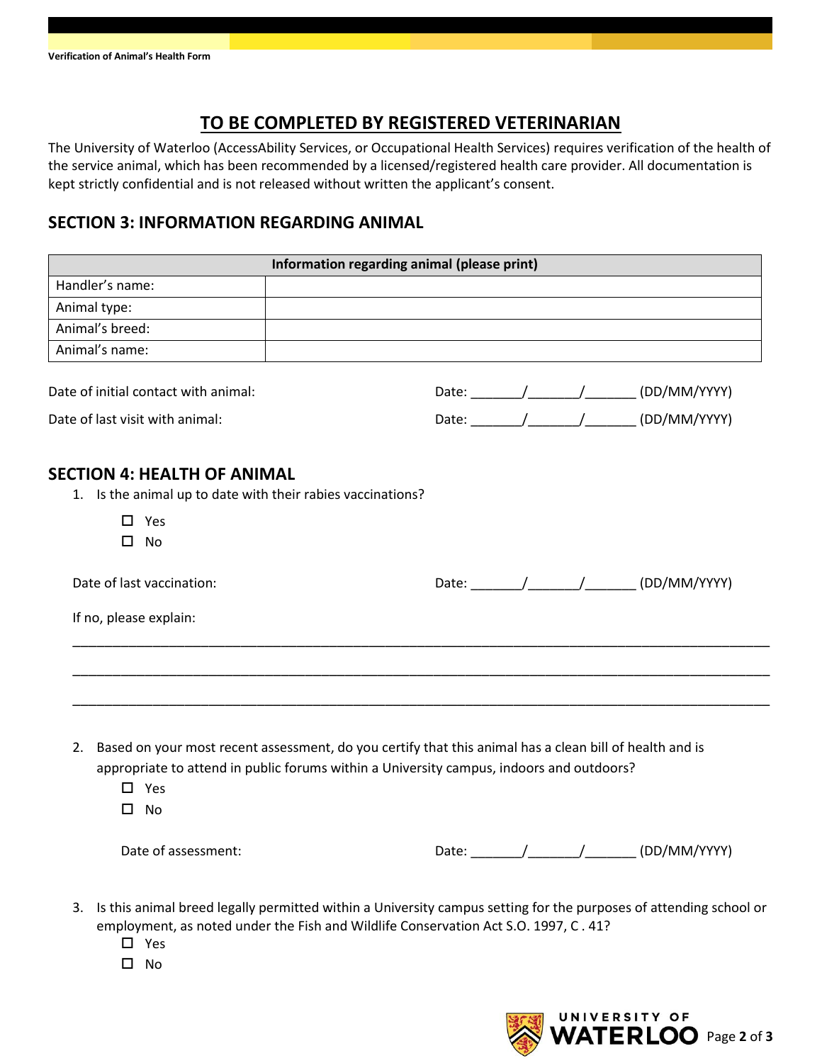## TO BE COMPLETED BY REGISTERED VETERINARIAN

The University of Waterloo (AccessAbility Services, or Occupational Health Services) requires verification of the health of the service animal, which has been recommended by a licensed/registered health care provider. All documentation is kept strictly confidential and is not released without written the applicant's consent.

## SECTION 3: INFORMATION REGARDING ANIMAL

| Information regarding animal (please print) | |
|---|---|
| Handler's name: | |
| Animal type: | |
| Animal's breed: | |
| Animal's name: | |

Date of initial contact with animal: Date: _______/_______/_______ (DD/MM/YYYY)

Date of last visit with animal: Date: _______/_______/_______ (DD/MM/YYYY)

## SECTION 4: HEALTH OF ANIMAL

1. Is the animal up to date with their rabies vaccinations?

   - ☐ Yes
   - ☐ No

   Date of last vaccination: Date: _______/_______/_______ (DD/MM/YYYY)

   If no, please explain:

   ______________________________________________________________________________

   ______________________________________________________________________________

   ______________________________________________________________________________

2. Based on your most recent assessment, do you certify that this animal has a clean bill of health and is appropriate to attend in public forums within a University campus, indoors and outdoors?

   - ☐ Yes
   - ☐ No

   Date of assessment: Date: _______/_______/_______ (DD/MM/YYYY)

3. Is this animal breed legally permitted within a University campus setting for the purposes of attending school or employment, as noted under the Fish and Wildlife Conservation Act S.O. 1997, C . 41?

   - ☐ Yes
   - ☐ No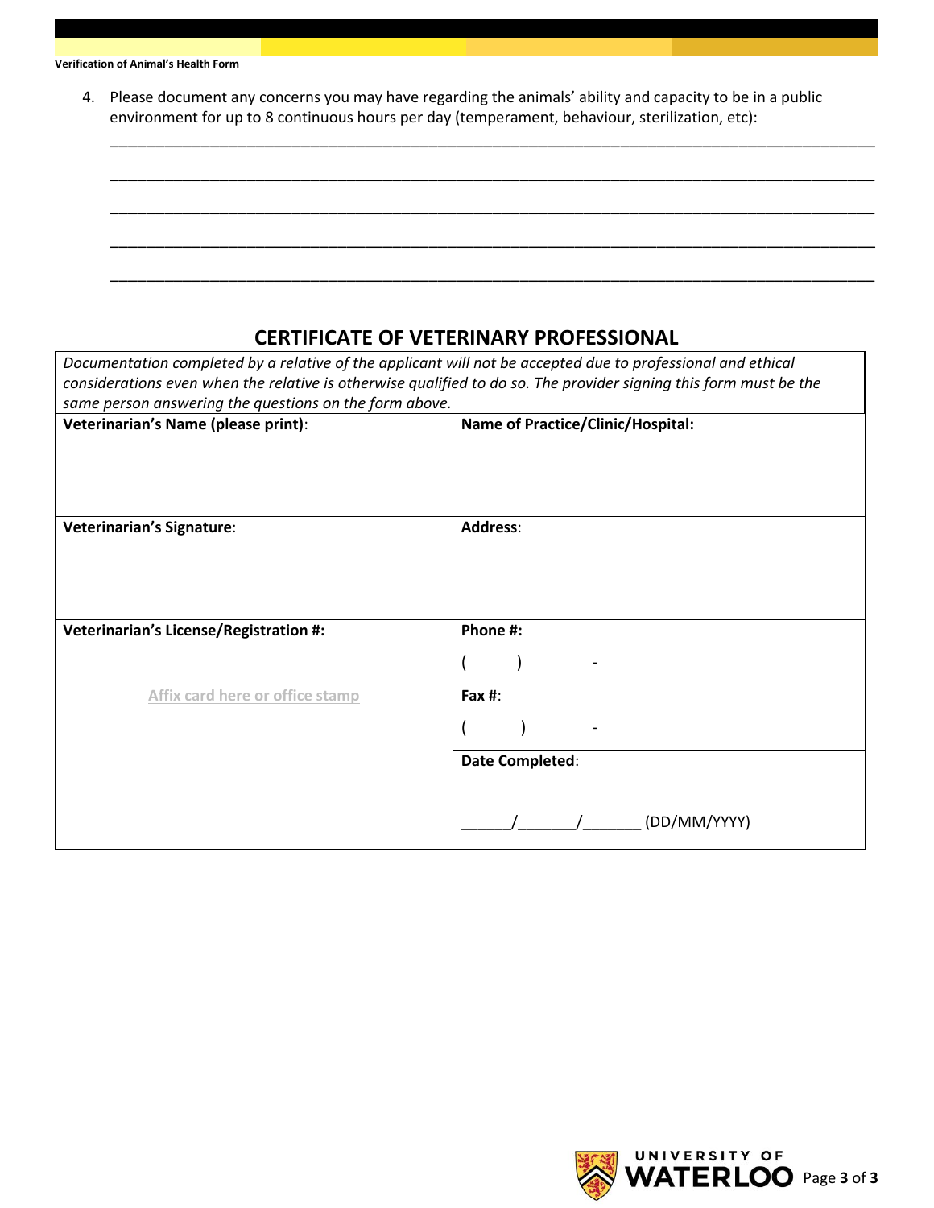4. Please document any concerns you may have regarding the animals' ability and capacity to be in a public environment for up to 8 continuous hours per day (temperament, behaviour, sterilization, etc):

_______________________________________________________________________________________

_______________________________________________________________________________________

_______________________________________________________________________________________

_______________________________________________________________________________________

_______________________________________________________________________________________

## CERTIFICATE OF VETERINARY PROFESSIONAL

*Documentation completed by a relative of the applicant will not be accepted due to professional and ethical considerations even when the relative is otherwise qualified to do so. The provider signing this form must be the same person answering the questions on the form above.*

| | |
|---|---|
| **Veterinarian's Name (please print)**: | **Name of Practice/Clinic/Hospital:** |
| **Veterinarian's Signature**: | **Address**: |
| **Veterinarian's License/Registration #:** | **Phone #:** ( ) - |
| Affix card here or office stamp | **Fax #**: ( ) - |
| | **Date Completed**: ______/_______/_______ (DD/MM/YYYY) |